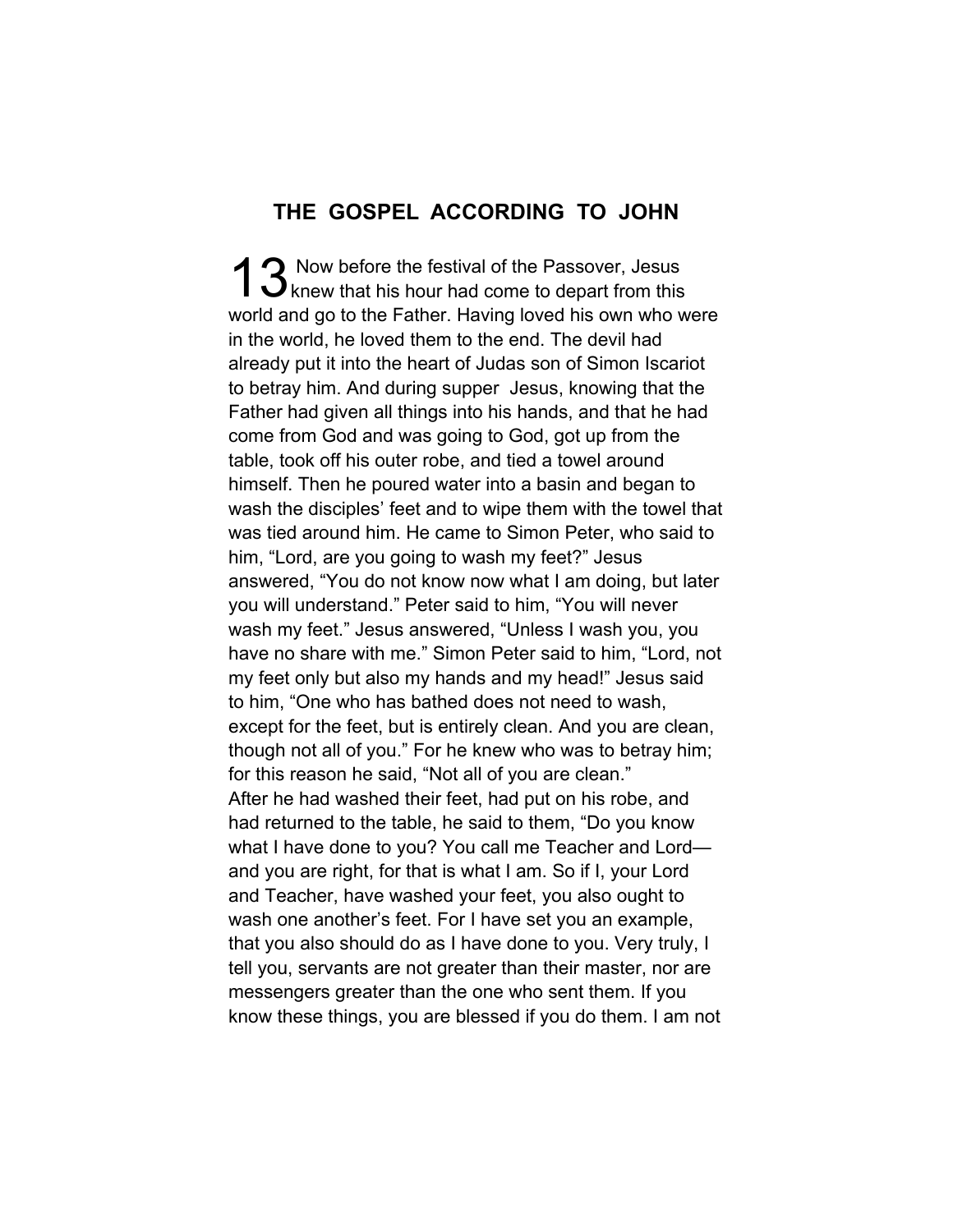# THE GOSPEL ACCORDING TO JOHN

13 Now before the festival of the Passover, Jesus knew that his hour had come to depart from this world and go to the Father. Having loved his own who were in the world, he loved them to the end. The devil had already put it into the heart of Judas son of Simon Iscariot to betray him. And during supper Jesus, knowing that the Father had given all things into his hands, and that he had come from God and was going to God, got up from the table, took off his outer robe, and tied a towel around himself. Then he poured water into a basin and began to wash the disciples' feet and to wipe them with the towel that was tied around him. He came to Simon Peter, who said to him, "Lord, are you going to wash my feet?" Jesus answered, "You do not know now what I am doing, but later you will understand." Peter said to him, "You will never wash my feet." Jesus answered, "Unless I wash you, you have no share with me." Simon Peter said to him, "Lord, not my feet only but also my hands and my head!" Jesus said to him, "One who has bathed does not need to wash, except for the feet, but is entirely clean. And you are clean, though not all of you." For he knew who was to betray him; for this reason he said, "Not all of you are clean."

After he had washed their feet, had put on his robe, and had returned to the table, he said to them, "Do you know what I have done to you? You call me Teacher and Lord—and you are right, for that is what I am. So if I, your Lord and Teacher, have washed your feet, you also ought to wash one another's feet. For I have set you an example, that you also should do as I have done to you. Very truly, I tell you, servants are not greater than their master, nor are messengers greater than the one who sent them. If you know these things, you are blessed if you do them. I am not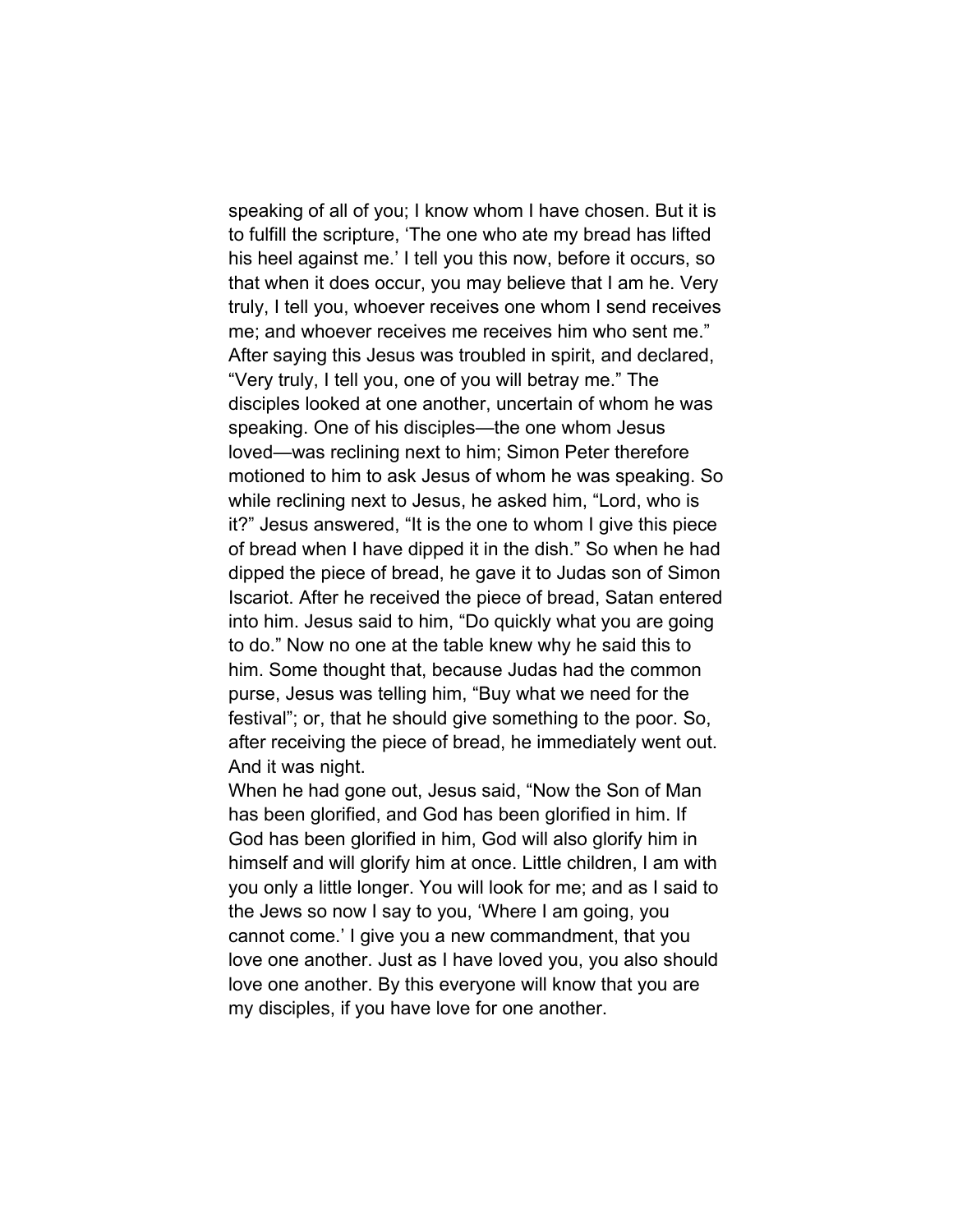speaking of all of you; I know whom I have chosen. But it is to fulfill the scripture, 'The one who ate my bread has lifted his heel against me.' I tell you this now, before it occurs, so that when it does occur, you may believe that I am he. Very truly, I tell you, whoever receives one whom I send receives me; and whoever receives me receives him who sent me."
After saying this Jesus was troubled in spirit, and declared, "Very truly, I tell you, one of you will betray me." The disciples looked at one another, uncertain of whom he was speaking. One of his disciples—the one whom Jesus loved—was reclining next to him; Simon Peter therefore motioned to him to ask Jesus of whom he was speaking. So while reclining next to Jesus, he asked him, "Lord, who is it?" Jesus answered, "It is the one to whom I give this piece of bread when I have dipped it in the dish." So when he had dipped the piece of bread, he gave it to Judas son of Simon Iscariot. After he received the piece of bread, Satan entered into him. Jesus said to him, "Do quickly what you are going to do." Now no one at the table knew why he said this to him. Some thought that, because Judas had the common purse, Jesus was telling him, "Buy what we need for the festival"; or, that he should give something to the poor. So, after receiving the piece of bread, he immediately went out. And it was night.
When he had gone out, Jesus said, "Now the Son of Man has been glorified, and God has been glorified in him. If God has been glorified in him, God will also glorify him in himself and will glorify him at once. Little children, I am with you only a little longer. You will look for me; and as I said to the Jews so now I say to you, 'Where I am going, you cannot come.' I give you a new commandment, that you love one another. Just as I have loved you, you also should love one another. By this everyone will know that you are my disciples, if you have love for one another.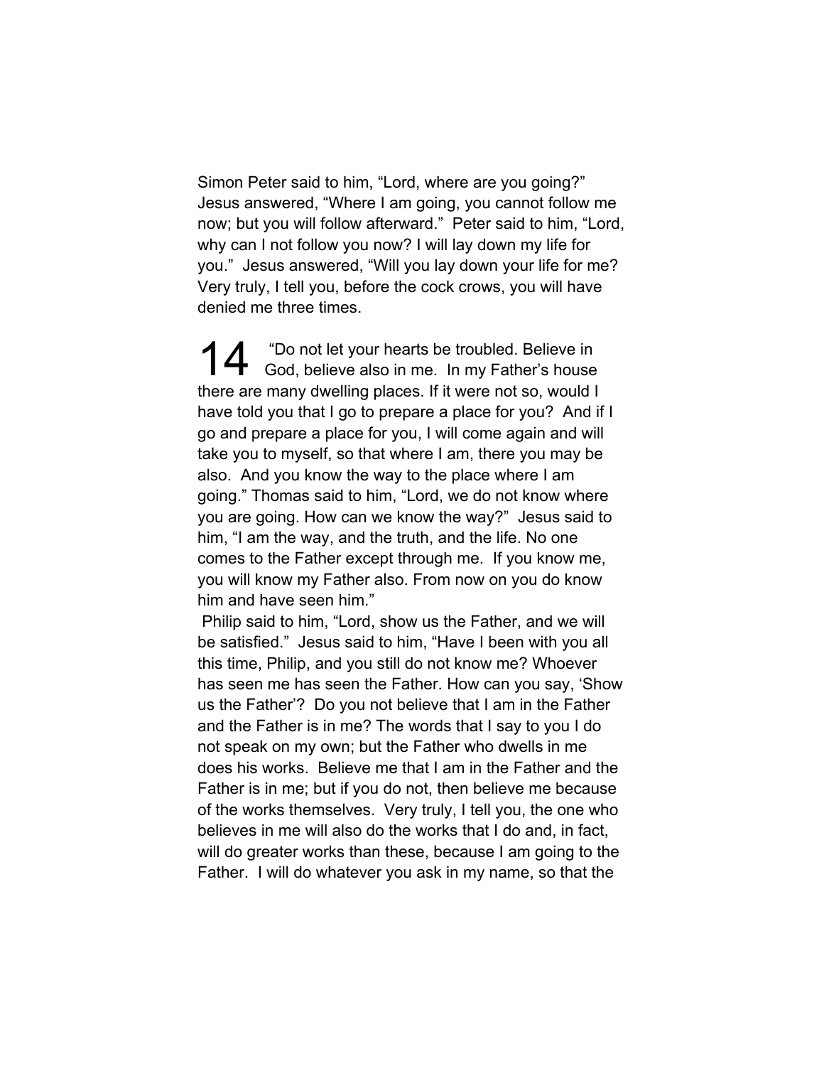Simon Peter said to him, “Lord, where are you going?” Jesus answered, “Where I am going, you cannot follow me now; but you will follow afterward.” Peter said to him, “Lord, why can I not follow you now? I will lay down my life for you.” Jesus answered, “Will you lay down your life for me? Very truly, I tell you, before the cock crows, you will have denied me three times.

14 “Do not let your hearts be troubled. Believe in God, believe also in me. In my Father’s house there are many dwelling places. If it were not so, would I have told you that I go to prepare a place for you? And if I go and prepare a place for you, I will come again and will take you to myself, so that where I am, there you may be also. And you know the way to the place where I am going.” Thomas said to him, “Lord, we do not know where you are going. How can we know the way?” Jesus said to him, “I am the way, and the truth, and the life. No one comes to the Father except through me. If you know me, you will know my Father also. From now on you do know him and have seen him.”

Philip said to him, “Lord, show us the Father, and we will be satisfied.” Jesus said to him, “Have I been with you all this time, Philip, and you still do not know me? Whoever has seen me has seen the Father. How can you say, ‘Show us the Father’? Do you not believe that I am in the Father and the Father is in me? The words that I say to you I do not speak on my own; but the Father who dwells in me does his works. Believe me that I am in the Father and the Father is in me; but if you do not, then believe me because of the works themselves. Very truly, I tell you, the one who believes in me will also do the works that I do and, in fact, will do greater works than these, because I am going to the Father. I will do whatever you ask in my name, so that the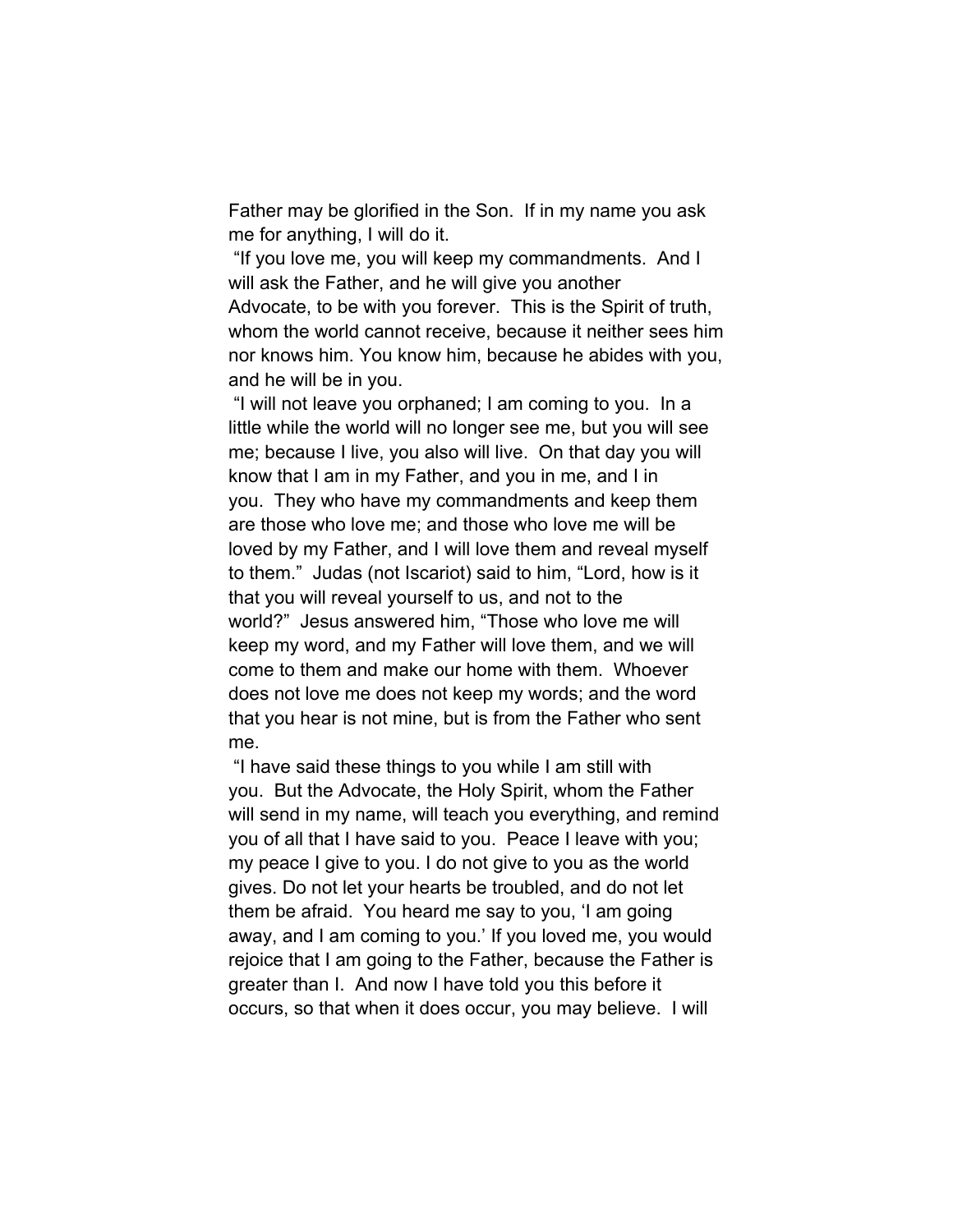Father may be glorified in the Son. If in my name you ask me for anything, I will do it.

"If you love me, you will keep my commandments. And I will ask the Father, and he will give you another Advocate, to be with you forever. This is the Spirit of truth, whom the world cannot receive, because it neither sees him nor knows him. You know him, because he abides with you, and he will be in you.

"I will not leave you orphaned; I am coming to you. In a little while the world will no longer see me, but you will see me; because I live, you also will live. On that day you will know that I am in my Father, and you in me, and I in you. They who have my commandments and keep them are those who love me; and those who love me will be loved by my Father, and I will love them and reveal myself to them." Judas (not Iscariot) said to him, "Lord, how is it that you will reveal yourself to us, and not to the world?" Jesus answered him, "Those who love me will keep my word, and my Father will love them, and we will come to them and make our home with them. Whoever does not love me does not keep my words; and the word that you hear is not mine, but is from the Father who sent me.

"I have said these things to you while I am still with you. But the Advocate, the Holy Spirit, whom the Father will send in my name, will teach you everything, and remind you of all that I have said to you. Peace I leave with you; my peace I give to you. I do not give to you as the world gives. Do not let your hearts be troubled, and do not let them be afraid. You heard me say to you, 'I am going away, and I am coming to you.' If you loved me, you would rejoice that I am going to the Father, because the Father is greater than I. And now I have told you this before it occurs, so that when it does occur, you may believe. I will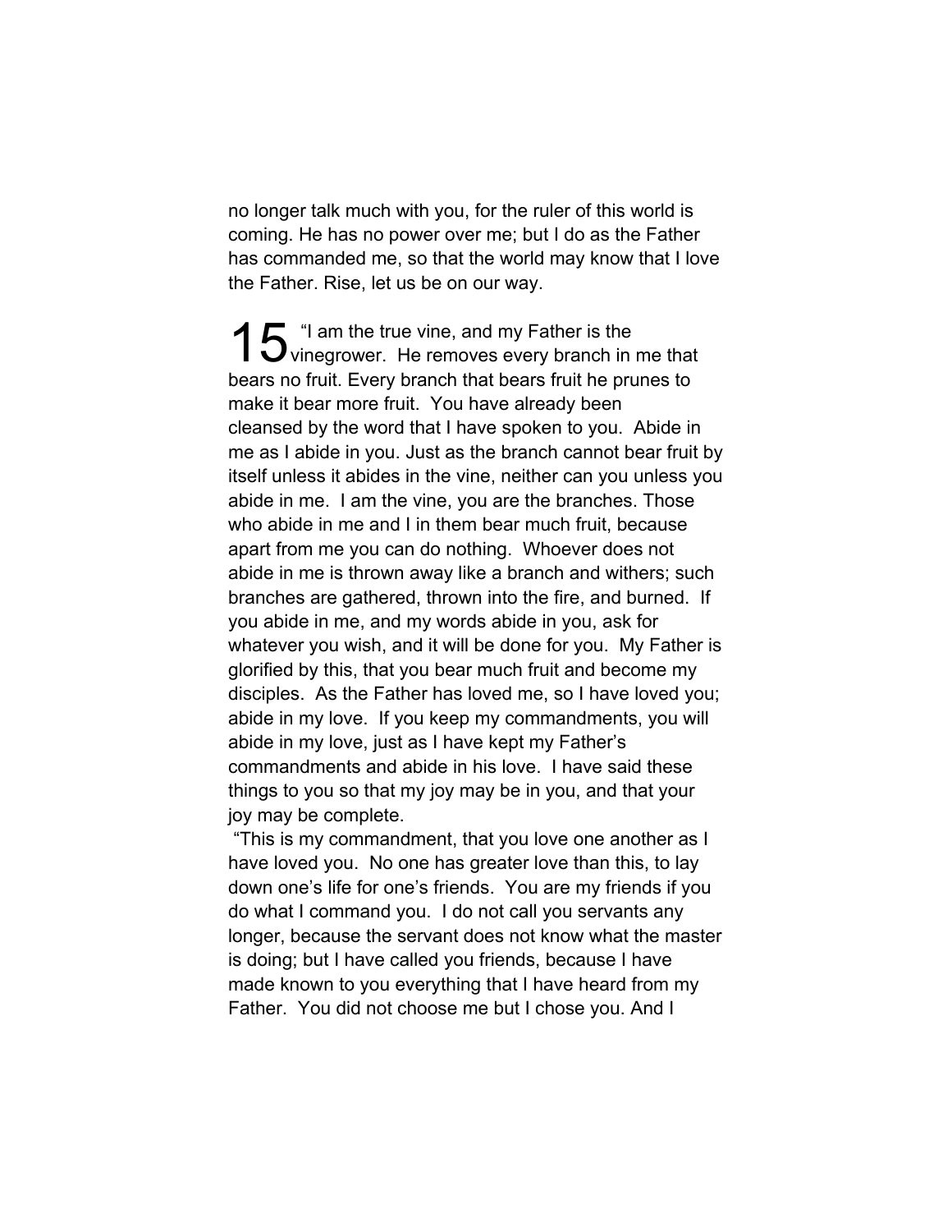no longer talk much with you, for the ruler of this world is coming. He has no power over me; but I do as the Father has commanded me, so that the world may know that I love the Father. Rise, let us be on our way.

15 "I am the true vine, and my Father is the vinegrower. He removes every branch in me that bears no fruit. Every branch that bears fruit he prunes to make it bear more fruit. You have already been cleansed by the word that I have spoken to you. Abide in me as I abide in you. Just as the branch cannot bear fruit by itself unless it abides in the vine, neither can you unless you abide in me. I am the vine, you are the branches. Those who abide in me and I in them bear much fruit, because apart from me you can do nothing. Whoever does not abide in me is thrown away like a branch and withers; such branches are gathered, thrown into the fire, and burned. If you abide in me, and my words abide in you, ask for whatever you wish, and it will be done for you. My Father is glorified by this, that you bear much fruit and become my disciples. As the Father has loved me, so I have loved you; abide in my love. If you keep my commandments, you will abide in my love, just as I have kept my Father's commandments and abide in his love. I have said these things to you so that my joy may be in you, and that your joy may be complete.

"This is my commandment, that you love one another as I have loved you. No one has greater love than this, to lay down one's life for one's friends. You are my friends if you do what I command you. I do not call you servants any longer, because the servant does not know what the master is doing; but I have called you friends, because I have made known to you everything that I have heard from my Father. You did not choose me but I chose you. And I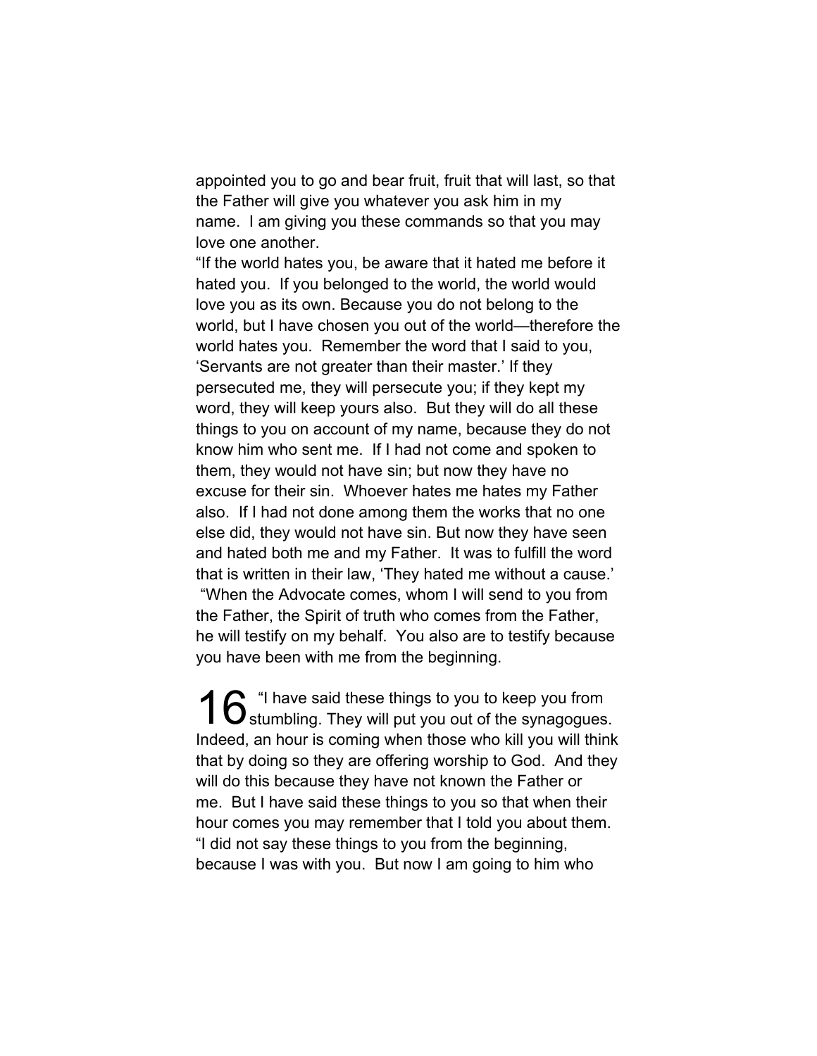appointed you to go and bear fruit, fruit that will last, so that the Father will give you whatever you ask him in my name. I am giving you these commands so that you may love one another.

"If the world hates you, be aware that it hated me before it hated you. If you belonged to the world, the world would love you as its own. Because you do not belong to the world, but I have chosen you out of the world—therefore the world hates you. Remember the word that I said to you, 'Servants are not greater than their master.' If they persecuted me, they will persecute you; if they kept my word, they will keep yours also. But they will do all these things to you on account of my name, because they do not know him who sent me. If I had not come and spoken to them, they would not have sin; but now they have no excuse for their sin. Whoever hates me hates my Father also. If I had not done among them the works that no one else did, they would not have sin. But now they have seen and hated both me and my Father. It was to fulfill the word that is written in their law, 'They hated me without a cause.'

"When the Advocate comes, whom I will send to you from the Father, the Spirit of truth who comes from the Father, he will testify on my behalf. You also are to testify because you have been with me from the beginning.

# 16

"I have said these things to you to keep you from stumbling. They will put you out of the synagogues. Indeed, an hour is coming when those who kill you will think that by doing so they are offering worship to God. And they will do this because they have not known the Father or me. But I have said these things to you so that when their hour comes you may remember that I told you about them.

"I did not say these things to you from the beginning, because I was with you. But now I am going to him who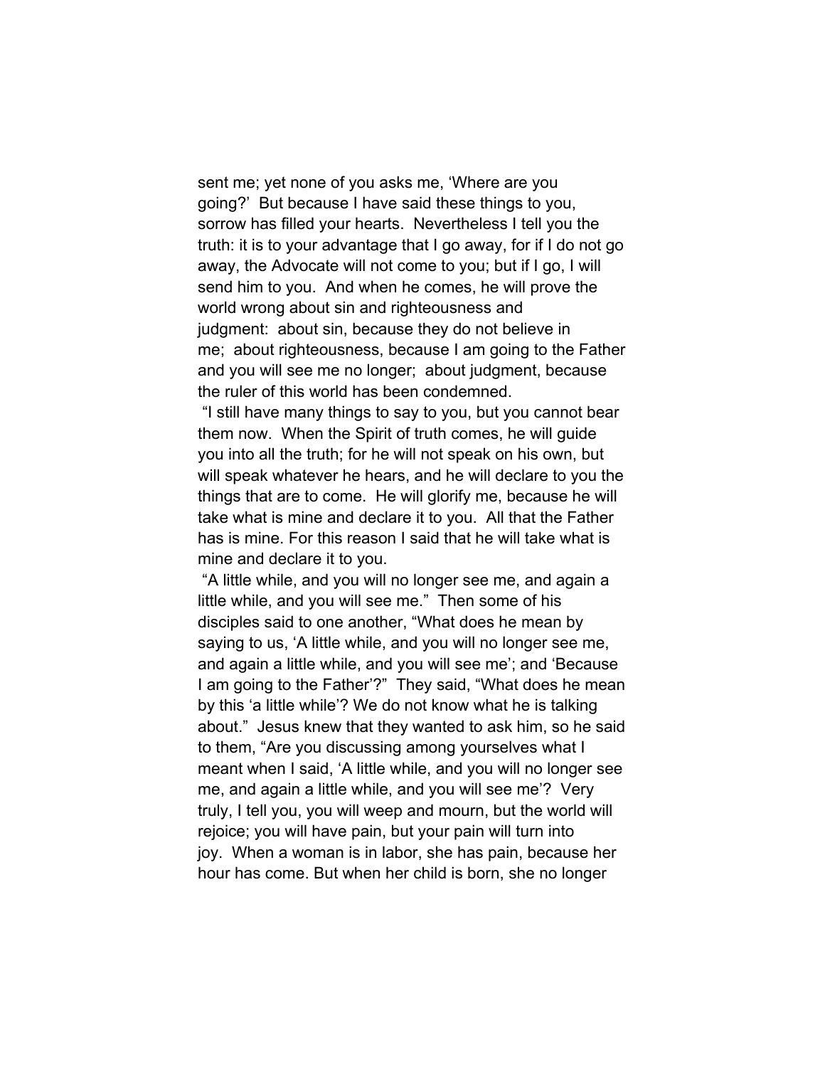sent me; yet none of you asks me, 'Where are you going?' But because I have said these things to you, sorrow has filled your hearts. Nevertheless I tell you the truth: it is to your advantage that I go away, for if I do not go away, the Advocate will not come to you; but if I go, I will send him to you. And when he comes, he will prove the world wrong about sin and righteousness and judgment: about sin, because they do not believe in me; about righteousness, because I am going to the Father and you will see me no longer; about judgment, because the ruler of this world has been condemned.

"I still have many things to say to you, but you cannot bear them now. When the Spirit of truth comes, he will guide you into all the truth; for he will not speak on his own, but will speak whatever he hears, and he will declare to you the things that are to come. He will glorify me, because he will take what is mine and declare it to you. All that the Father has is mine. For this reason I said that he will take what is mine and declare it to you.

"A little while, and you will no longer see me, and again a little while, and you will see me." Then some of his disciples said to one another, "What does he mean by saying to us, 'A little while, and you will no longer see me, and again a little while, and you will see me'; and 'Because I am going to the Father'?" They said, "What does he mean by this 'a little while'? We do not know what he is talking about." Jesus knew that they wanted to ask him, so he said to them, "Are you discussing among yourselves what I meant when I said, 'A little while, and you will no longer see me, and again a little while, and you will see me'? Very truly, I tell you, you will weep and mourn, but the world will rejoice; you will have pain, but your pain will turn into joy. When a woman is in labor, she has pain, because her hour has come. But when her child is born, she no longer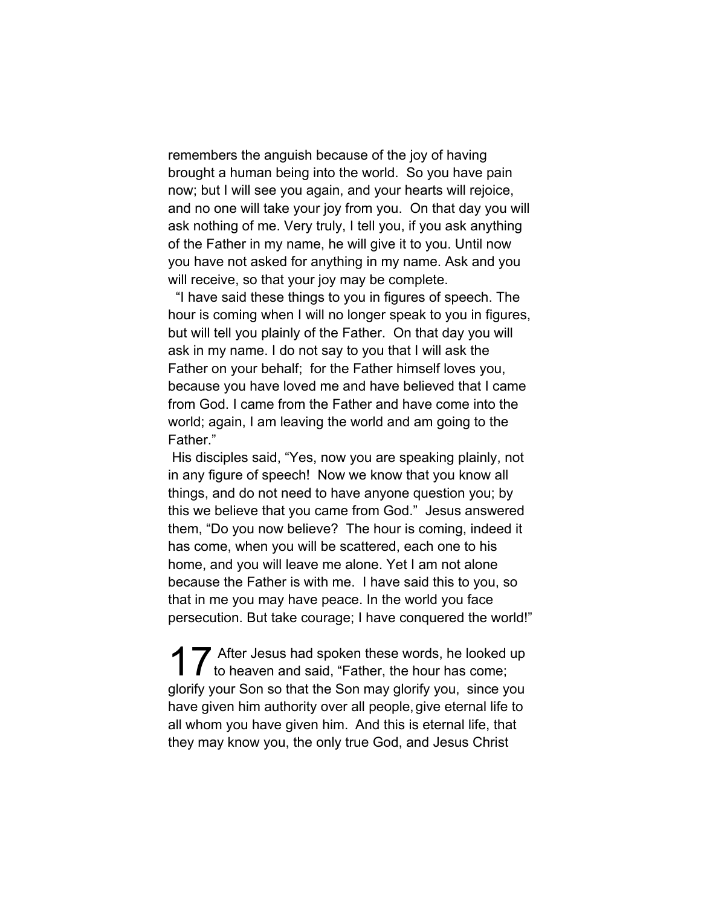remembers the anguish because of the joy of having brought a human being into the world. So you have pain now; but I will see you again, and your hearts will rejoice, and no one will take your joy from you. On that day you will ask nothing of me. Very truly, I tell you, if you ask anything of the Father in my name, he will give it to you. Until now you have not asked for anything in my name. Ask and you will receive, so that your joy may be complete.

"I have said these things to you in figures of speech. The hour is coming when I will no longer speak to you in figures, but will tell you plainly of the Father. On that day you will ask in my name. I do not say to you that I will ask the Father on your behalf; for the Father himself loves you, because you have loved me and have believed that I came from God. I came from the Father and have come into the world; again, I am leaving the world and am going to the Father."

His disciples said, "Yes, now you are speaking plainly, not in any figure of speech! Now we know that you know all things, and do not need to have anyone question you; by this we believe that you came from God." Jesus answered them, "Do you now believe? The hour is coming, indeed it has come, when you will be scattered, each one to his home, and you will leave me alone. Yet I am not alone because the Father is with me. I have said this to you, so that in me you may have peace. In the world you face persecution. But take courage; I have conquered the world!"

# 17

After Jesus had spoken these words, he looked up to heaven and said, "Father, the hour has come; glorify your Son so that the Son may glorify you, since you have given him authority over all people, give eternal life to all whom you have given him. And this is eternal life, that they may know you, the only true God, and Jesus Christ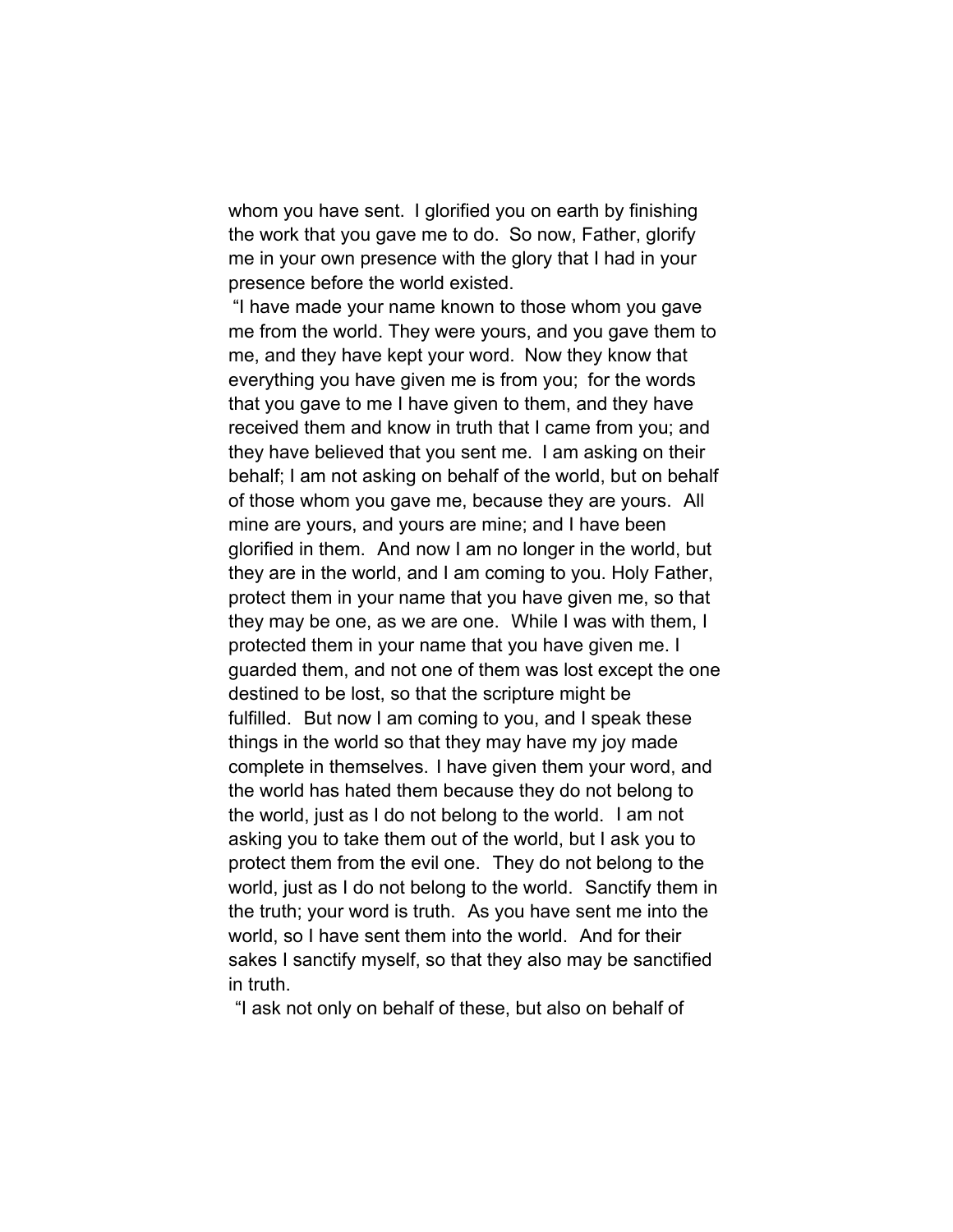whom you have sent. I glorified you on earth by finishing the work that you gave me to do. So now, Father, glorify me in your own presence with the glory that I had in your presence before the world existed.

"I have made your name known to those whom you gave me from the world. They were yours, and you gave them to me, and they have kept your word. Now they know that everything you have given me is from you; for the words that you gave to me I have given to them, and they have received them and know in truth that I came from you; and they have believed that you sent me. I am asking on their behalf; I am not asking on behalf of the world, but on behalf of those whom you gave me, because they are yours. All mine are yours, and yours are mine; and I have been glorified in them. And now I am no longer in the world, but they are in the world, and I am coming to you. Holy Father, protect them in your name that you have given me, so that they may be one, as we are one. While I was with them, I protected them in your name that you have given me. I guarded them, and not one of them was lost except the one destined to be lost, so that the scripture might be fulfilled. But now I am coming to you, and I speak these things in the world so that they may have my joy made complete in themselves. I have given them your word, and the world has hated them because they do not belong to the world, just as I do not belong to the world. I am not asking you to take them out of the world, but I ask you to protect them from the evil one. They do not belong to the world, just as I do not belong to the world. Sanctify them in the truth; your word is truth. As you have sent me into the world, so I have sent them into the world. And for their sakes I sanctify myself, so that they also may be sanctified in truth.

"I ask not only on behalf of these, but also on behalf of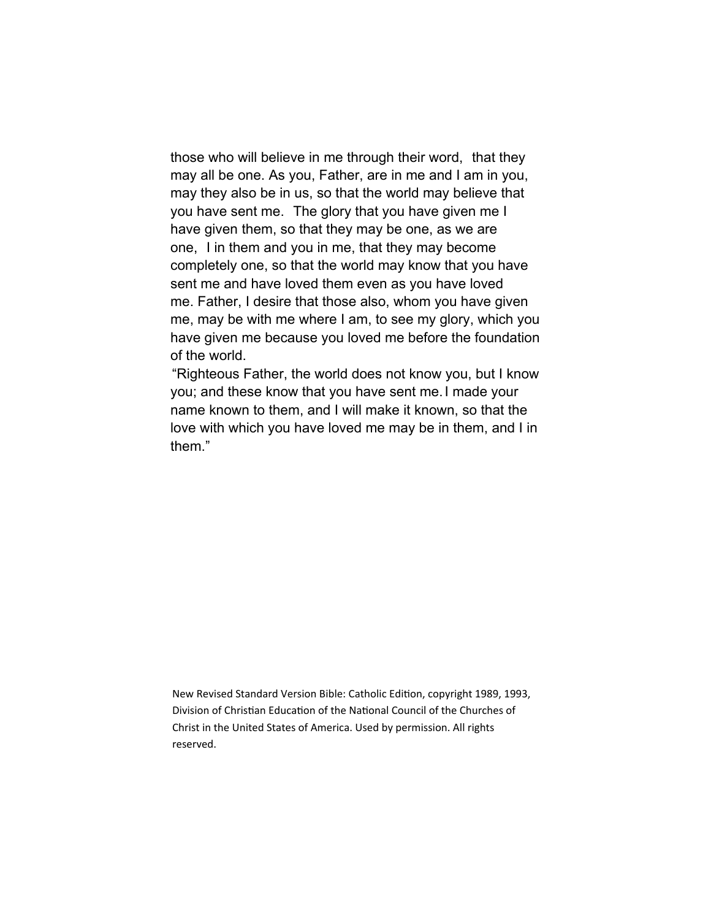those who will believe in me through their word, that they may all be one. As you, Father, are in me and I am in you, may they also be in us, so that the world may believe that you have sent me. The glory that you have given me I have given them, so that they may be one, as we are one, I in them and you in me, that they may become completely one, so that the world may know that you have sent me and have loved them even as you have loved me. Father, I desire that those also, whom you have given me, may be with me where I am, to see my glory, which you have given me because you loved me before the foundation of the world.

"Righteous Father, the world does not know you, but I know you; and these know that you have sent me. I made your name known to them, and I will make it known, so that the love with which you have loved me may be in them, and I in them."

New Revised Standard Version Bible: Catholic Edition, copyright 1989, 1993, Division of Christian Education of the National Council of the Churches of Christ in the United States of America. Used by permission. All rights reserved.